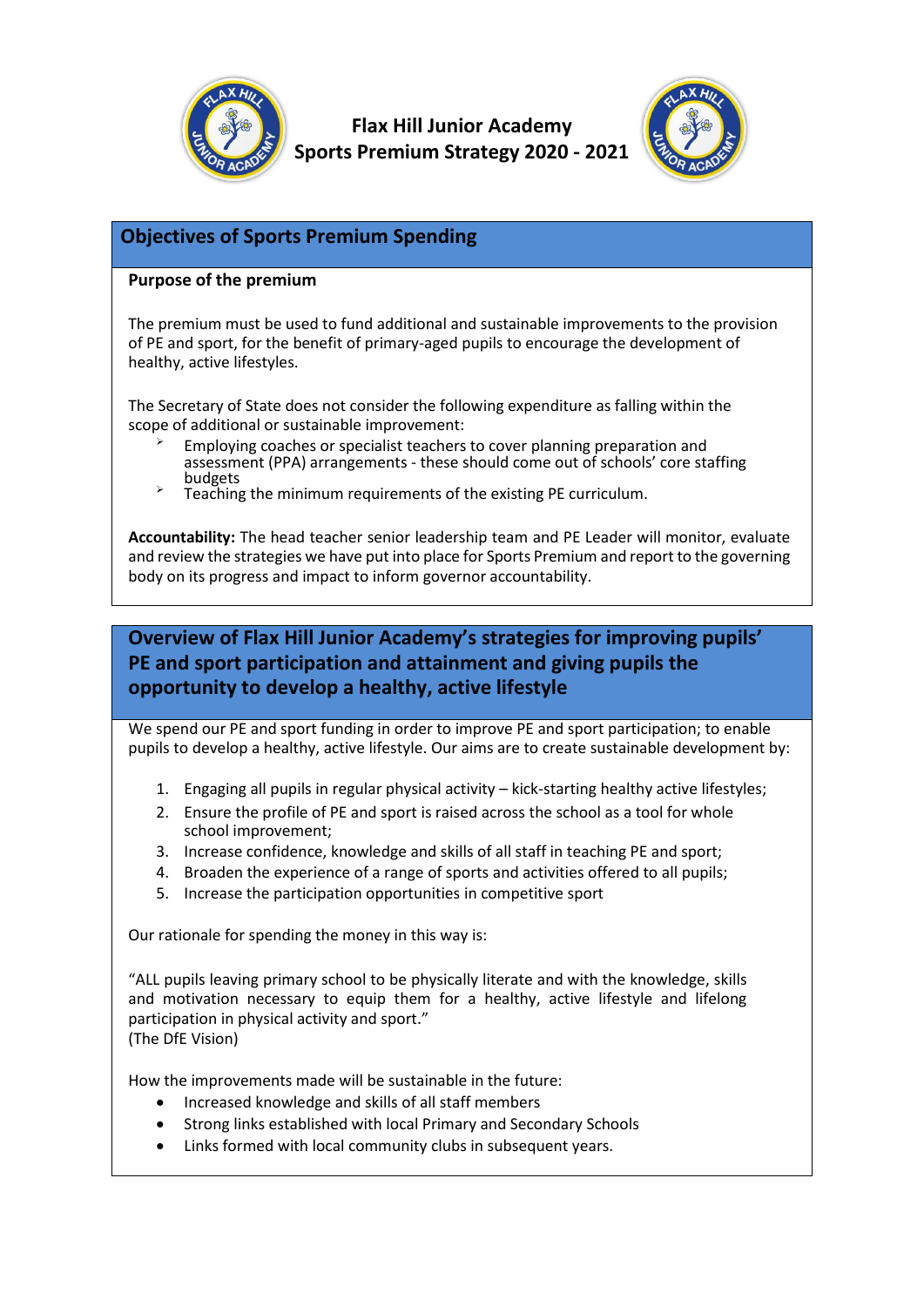# Flax Hill Junior Academy
# Sports Premium Strategy 2020 - 2021

## Objectives of Sports Premium Spending

**Purpose of the premium**

The premium must be used to fund additional and sustainable improvements to the provision of PE and sport, for the benefit of primary-aged pupils to encourage the development of healthy, active lifestyles.

The Secretary of State does not consider the following expenditure as falling within the scope of additional or sustainable improvement:

- Employing coaches or specialist teachers to cover planning preparation and assessment (PPA) arrangements - these should come out of schools' core staffing budgets
- Teaching the minimum requirements of the existing PE curriculum.

**Accountability:** The head teacher senior leadership team and PE Leader will monitor, evaluate and review the strategies we have put into place for Sports Premium and report to the governing body on its progress and impact to inform governor accountability.

## Overview of Flax Hill Junior Academy's strategies for improving pupils' PE and sport participation and attainment and giving pupils the opportunity to develop a healthy, active lifestyle

We spend our PE and sport funding in order to improve PE and sport participation; to enable pupils to develop a healthy, active lifestyle. Our aims are to create sustainable development by:

1. Engaging all pupils in regular physical activity – kick-starting healthy active lifestyles;
2. Ensure the profile of PE and sport is raised across the school as a tool for whole school improvement;
3. Increase confidence, knowledge and skills of all staff in teaching PE and sport;
4. Broaden the experience of a range of sports and activities offered to all pupils;
5. Increase the participation opportunities in competitive sport

Our rationale for spending the money in this way is:

"ALL pupils leaving primary school to be physically literate and with the knowledge, skills and motivation necessary to equip them for a healthy, active lifestyle and lifelong participation in physical activity and sport."
(The DfE Vision)

How the improvements made will be sustainable in the future:

- Increased knowledge and skills of all staff members
- Strong links established with local Primary and Secondary Schools
- Links formed with local community clubs in subsequent years.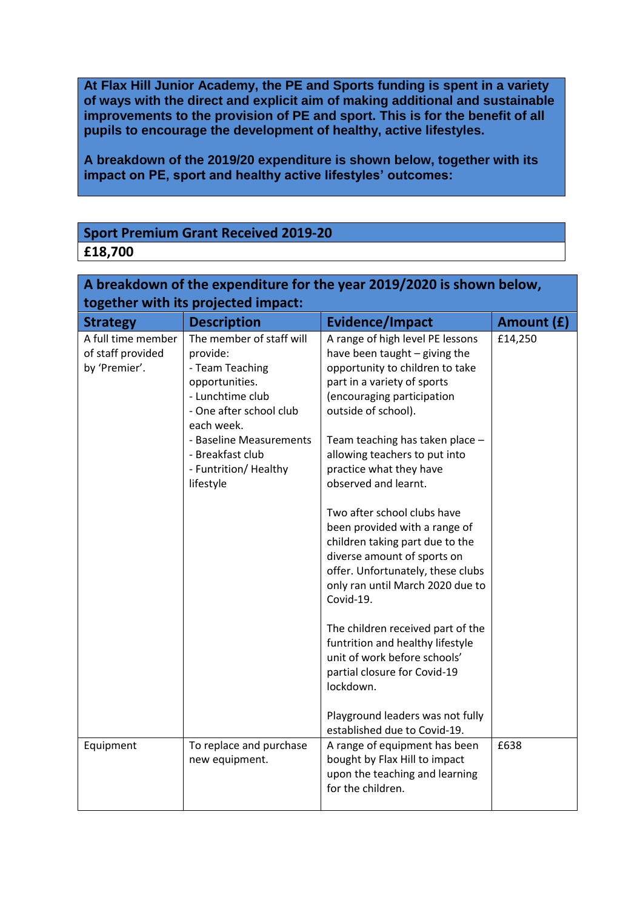**At Flax Hill Junior Academy, the PE and Sports funding is spent in a variety of ways with the direct and explicit aim of making additional and sustainable improvements to the provision of PE and sport. This is for the benefit of all pupils to encourage the development of healthy, active lifestyles.**

**A breakdown of the 2019/20 expenditure is shown below, together with its impact on PE, sport and healthy active lifestyles' outcomes:**

| Sport Premium Grant Received 2019-20 |
|---|
| **£18,700** |

**A breakdown of the expenditure for the year 2019/2020 is shown below, together with its projected impact:**

| Strategy | Description | Evidence/Impact | Amount (£) |
|---|---|---|---|
| A full time member of staff provided by 'Premier'. | The member of staff will provide:<br>- Team Teaching opportunities.<br>- Lunchtime club<br>- One after school club each week.<br>- Baseline Measurements<br>- Breakfast club<br>- Funtrition/ Healthy lifestyle | A range of high level PE lessons have been taught – giving the opportunity to children to take part in a variety of sports (encouraging participation outside of school).<br><br>Team teaching has taken place – allowing teachers to put into practice what they have observed and learnt.<br><br>Two after school clubs have been provided with a range of children taking part due to the diverse amount of sports on offer. Unfortunately, these clubs only ran until March 2020 due to Covid-19.<br><br>The children received part of the funtrition and healthy lifestyle unit of work before schools' partial closure for Covid-19 lockdown.<br><br>Playground leaders was not fully established due to Covid-19. | £14,250 |
| Equipment | To replace and purchase new equipment. | A range of equipment has been bought by Flax Hill to impact upon the teaching and learning for the children. | £638 |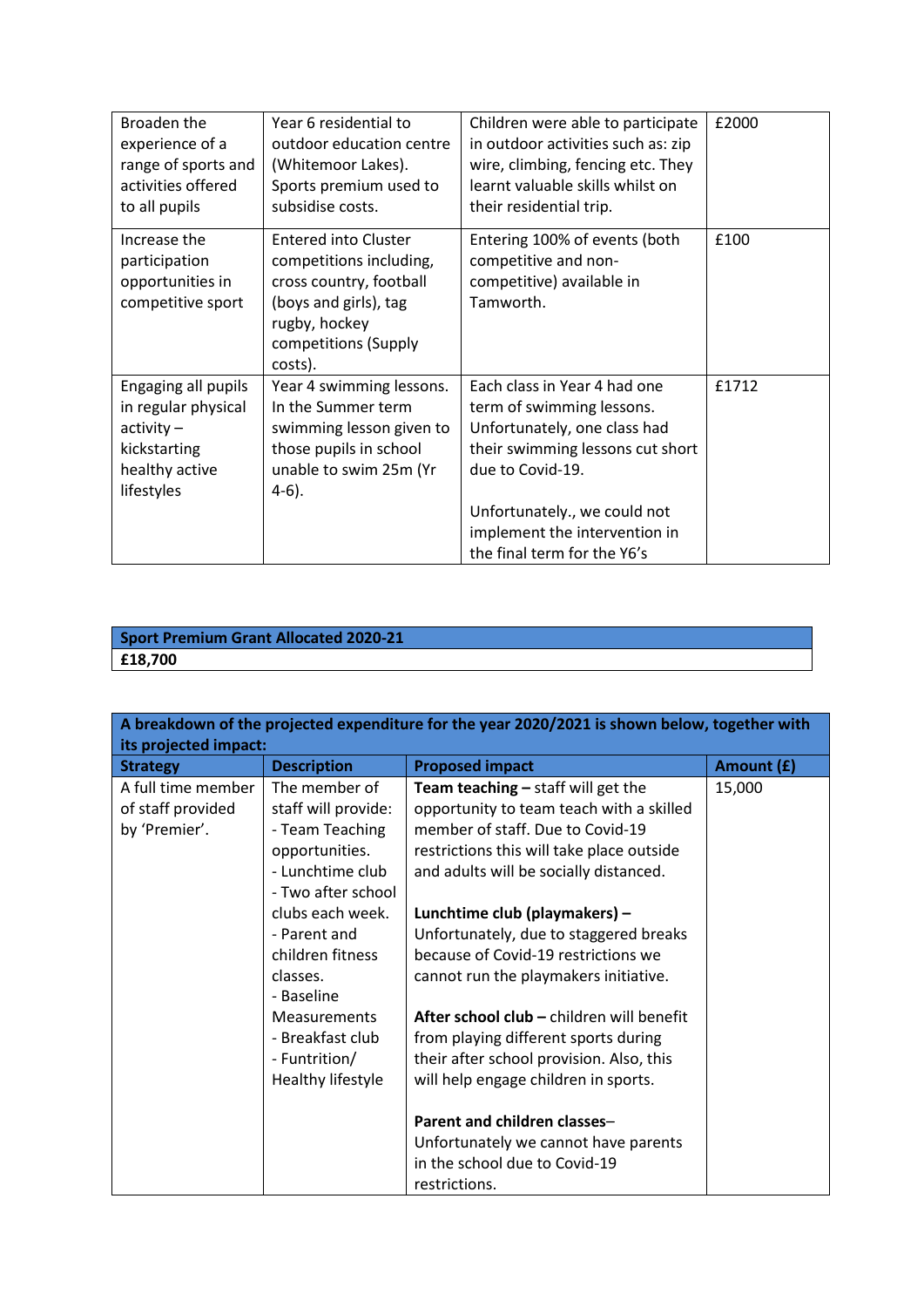| Broaden the experience of a range of sports and activities offered to all pupils | Year 6 residential to outdoor education centre (Whitemoor Lakes). Sports premium used to subsidise costs. | Children were able to participate in outdoor activities such as: zip wire, climbing, fencing etc. They learnt valuable skills whilst on their residential trip. | £2000 |
|---|---|---|---|
| Increase the participation opportunities in competitive sport | Entered into Cluster competitions including, cross country, football (boys and girls), tag rugby, hockey competitions (Supply costs). | Entering 100% of events (both competitive and non-competitive) available in Tamworth. | £100 |
| Engaging all pupils in regular physical activity – kickstarting healthy active lifestyles | Year 4 swimming lessons. In the Summer term swimming lesson given to those pupils in school unable to swim 25m (Yr 4-6). | Each class in Year 4 had one term of swimming lessons. Unfortunately, one class had their swimming lessons cut short due to Covid-19.<br><br>Unfortunately., we could not implement the intervention in the final term for the Y6's | £1712 |

| Sport Premium Grant Allocated 2020-21 |
|---|
| **£18,700** |

| A breakdown of the projected expenditure for the year 2020/2021 is shown below, together with its projected impact: | | | |
|---|---|---|---|
| **Strategy** | **Description** | **Proposed impact** | **Amount (£)** |
| A full time member of staff provided by 'Premier'. | The member of staff will provide:<br>- Team Teaching opportunities.<br>- Lunchtime club<br>- Two after school clubs each week.<br>- Parent and children fitness classes.<br>- Baseline Measurements<br>- Breakfast club<br>- Funtrition/ Healthy lifestyle | **Team teaching –** staff will get the opportunity to team teach with a skilled member of staff. Due to Covid-19 restrictions this will take place outside and adults will be socially distanced.<br><br>**Lunchtime club (playmakers) –** Unfortunately, due to staggered breaks because of Covid-19 restrictions we cannot run the playmakers initiative.<br><br>**After school club –** children will benefit from playing different sports during their after school provision. Also, this will help engage children in sports.<br><br>**Parent and children classes**– Unfortunately we cannot have parents in the school due to Covid-19 restrictions. | 15,000 |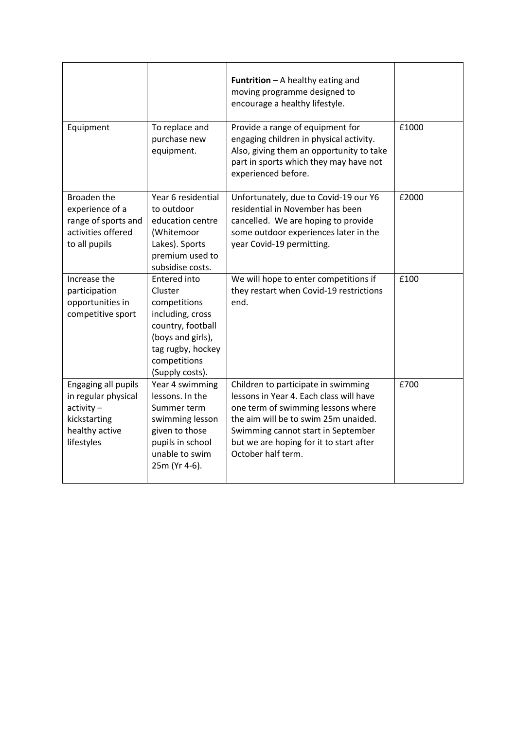| | | | |
|---|---|---|---|
| | | **Funtrition** – A healthy eating and moving programme designed to encourage a healthy lifestyle. | |
| Equipment | To replace and purchase new equipment. | Provide a range of equipment for engaging children in physical activity. Also, giving them an opportunity to take part in sports which they may have not experienced before. | £1000 |
| Broaden the experience of a range of sports and activities offered to all pupils | Year 6 residential to outdoor education centre (Whitemoor Lakes). Sports premium used to subsidise costs. | Unfortunately, due to Covid-19 our Y6 residential in November has been cancelled. We are hoping to provide some outdoor experiences later in the year Covid-19 permitting. | £2000 |
| Increase the participation opportunities in competitive sport | Entered into Cluster competitions including, cross country, football (boys and girls), tag rugby, hockey competitions (Supply costs). | We will hope to enter competitions if they restart when Covid-19 restrictions end. | £100 |
| Engaging all pupils in regular physical activity – kickstarting healthy active lifestyles | Year 4 swimming lessons. In the Summer term swimming lesson given to those pupils in school unable to swim 25m (Yr 4-6). | Children to participate in swimming lessons in Year 4. Each class will have one term of swimming lessons where the aim will be to swim 25m unaided. Swimming cannot start in September but we are hoping for it to start after October half term. | £700 |